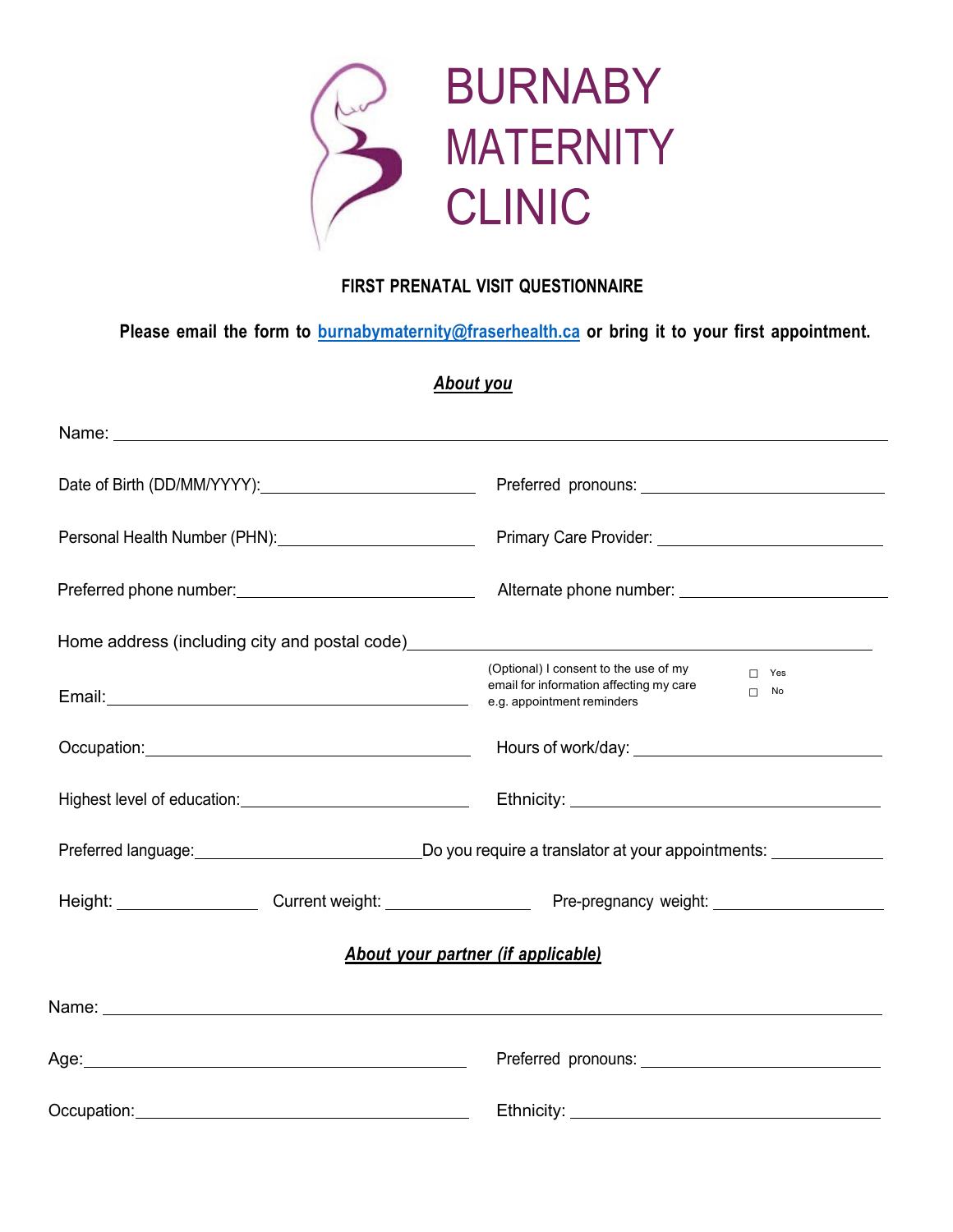# BURNABY MATERNITY CLINIC

**FIRST PRENATAL VISIT QUESTIONNAIRE**

**Please email the form to [burnabymaternity@fraserhealth.ca](mailto:burnabymaternity@fraserhealth.ca) or bring it to your first appointment.**

***About you***

Name: ______________________________________________

Date of Birth (DD/MM/YYYY): ______________________ Preferred pronouns: ______________________

Personal Health Number (PHN): ______________________ Primary Care Provider: ______________________

Preferred phone number: ______________________ Alternate phone number: ______________________

Home address (including city and postal code) ______________________________________________

Email: ______________________ (Optional) I consent to the use of my email for information affecting my care e.g. appointment reminders ☐ Yes ☐ No

Occupation: ______________________ Hours of work/day: ______________________

Highest level of education: ______________________ Ethnicity: ______________________

Preferred language: ______________________ Do you require a translator at your appointments: ____________

Height: ____________ Current weight: ____________ Pre-pregnancy weight: ____________

***About your partner (if applicable)***

Name: ______________________________________________

Age: ______________________ Preferred pronouns: ______________________

Occupation: ______________________ Ethnicity: ______________________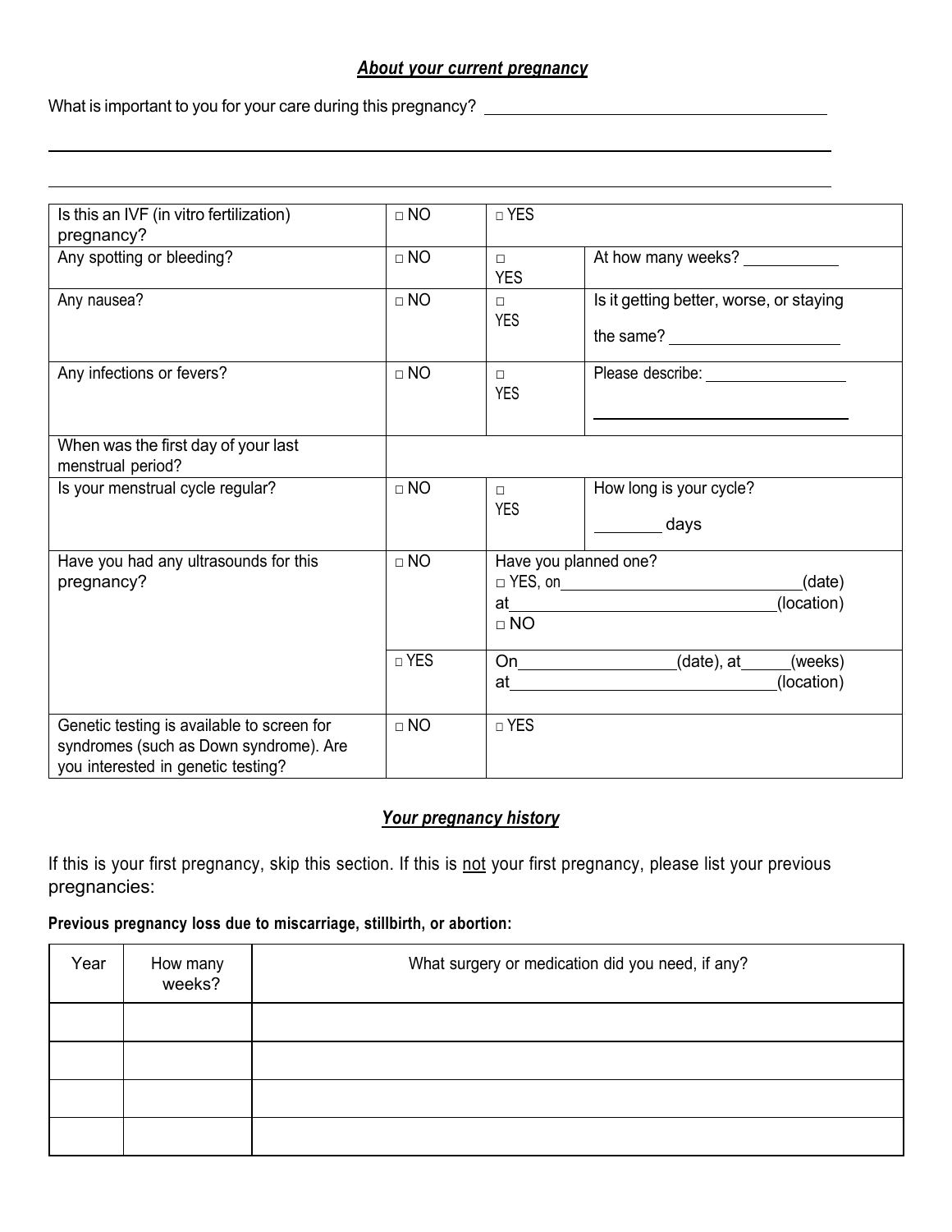## ***About your current pregnancy***

What is important to you for your care during this pregnancy? ______________________________

________________________________________________________________________________

________________________________________________________________________________

| | | | |
|---|---|---|---|
| Is this an IVF (in vitro fertilization) pregnancy? | □ NO | □ YES | |
| Any spotting or bleeding? | □ NO | □ YES | At how many weeks? __________ |
| Any nausea? | □ NO | □ YES | Is it getting better, worse, or staying the same? __________________ |
| Any infections or fevers? | □ NO | □ YES | Please describe: ________________ ________________________________ |
| When was the first day of your last menstrual period? | | | |
| Is your menstrual cycle regular? | □ NO | □ YES | How long is your cycle? _______ days |
| Have you had any ultrasounds for this pregnancy? | □ NO | Have you planned one? □ YES, on__________________________(date) at____________________________(location) □ NO | |
| | □ YES | On________________(date), at_____(weeks) at____________________________(location) | |
| Genetic testing is available to screen for syndromes (such as Down syndrome). Are you interested in genetic testing? | □ NO | □ YES | |

## ***Your pregnancy history***

If this is your first pregnancy, skip this section. If this is <u>not</u> your first pregnancy, please list your previous pregnancies:

**Previous pregnancy loss due to miscarriage, stillbirth, or abortion:**

| Year | How many weeks? | What surgery or medication did you need, if any? |
|---|---|---|
| | | |
| | | |
| | | |
| | | |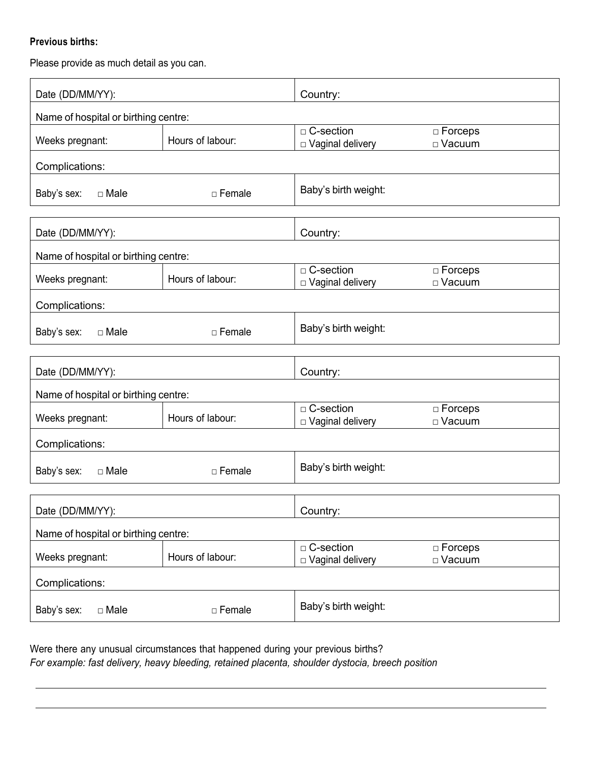**Previous births:**

Please provide as much detail as you can.

| Date (DD/MM/YY): | | Country: | |
|---|---|---|---|
| Name of hospital or birthing centre: | | | |
| Weeks pregnant: | Hours of labour: | □ C-section<br>□ Vaginal delivery | □ Forceps<br>□ Vacuum |
| Complications: | | | |
| Baby's sex: □ Male | □ Female | Baby's birth weight: | |

| Date (DD/MM/YY): | | Country: | |
|---|---|---|---|
| Name of hospital or birthing centre: | | | |
| Weeks pregnant: | Hours of labour: | □ C-section<br>□ Vaginal delivery | □ Forceps<br>□ Vacuum |
| Complications: | | | |
| Baby's sex: □ Male | □ Female | Baby's birth weight: | |

| Date (DD/MM/YY): | | Country: | |
|---|---|---|---|
| Name of hospital or birthing centre: | | | |
| Weeks pregnant: | Hours of labour: | □ C-section<br>□ Vaginal delivery | □ Forceps<br>□ Vacuum |
| Complications: | | | |
| Baby's sex: □ Male | □ Female | Baby's birth weight: | |

| Date (DD/MM/YY): | | Country: | |
|---|---|---|---|
| Name of hospital or birthing centre: | | | |
| Weeks pregnant: | Hours of labour: | □ C-section<br>□ Vaginal delivery | □ Forceps<br>□ Vacuum |
| Complications: | | | |
| Baby's sex: □ Male | □ Female | Baby's birth weight: | |

Were there any unusual circumstances that happened during your previous births?
*For example: fast delivery, heavy bleeding, retained placenta, shoulder dystocia, breech position*

______________________________________________________________________________

______________________________________________________________________________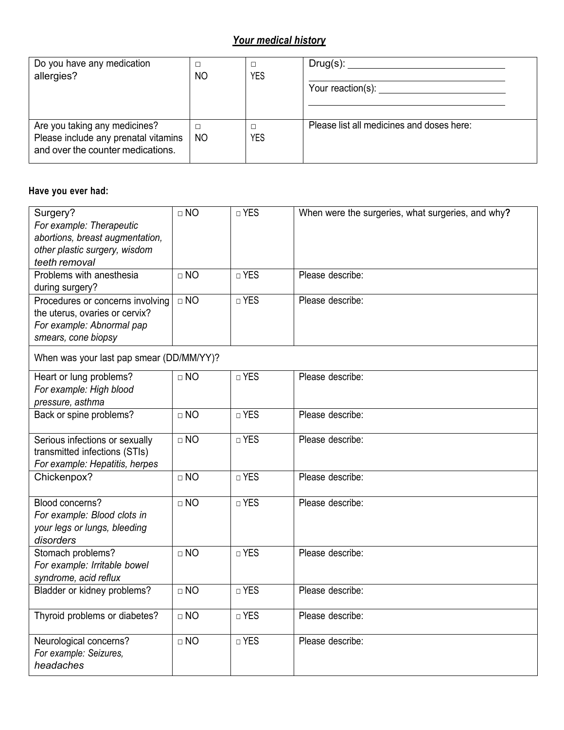## ***Your medical history***

| Do you have any medication allergies? | □ NO | □ YES | Drug(s): ______________________________<br>______________________________<br>Your reaction(s): ______________________<br>______________________________ |
|---|---|---|---|
| Are you taking any medicines? Please include any prenatal vitamins and over the counter medications. | □ NO | □ YES | Please list all medicines and doses here: |

**Have you ever had:**

| Surgery? *For example: Therapeutic abortions, breast augmentation, other plastic surgery, wisdom teeth removal* | □ NO | □ YES | When were the surgeries, what surgeries, and why**?** |
|---|---|---|---|
| Problems with anesthesia during surgery? | □ NO | □ YES | Please describe: |
| Procedures or concerns involving the uterus, ovaries or cervix? *For example: Abnormal pap smears, cone biopsy* | □ NO | □ YES | Please describe: |
| When was your last pap smear (DD/MM/YY)? | | | |
| Heart or lung problems? *For example: High blood pressure, asthma* | □ NO | □ YES | Please describe: |
| Back or spine problems? | □ NO | □ YES | Please describe: |
| Serious infections or sexually transmitted infections (STIs) *For example: Hepatitis, herpes* | □ NO | □ YES | Please describe: |
| Chickenpox? | □ NO | □ YES | Please describe: |
| Blood concerns? *For example: Blood clots in your legs or lungs, bleeding disorders* | □ NO | □ YES | Please describe: |
| Stomach problems? *For example: Irritable bowel syndrome, acid reflux* | □ NO | □ YES | Please describe: |
| Bladder or kidney problems? | □ NO | □ YES | Please describe: |
| Thyroid problems or diabetes? | □ NO | □ YES | Please describe: |
| Neurological concerns? *For example: Seizures, headaches* | □ NO | □ YES | Please describe: |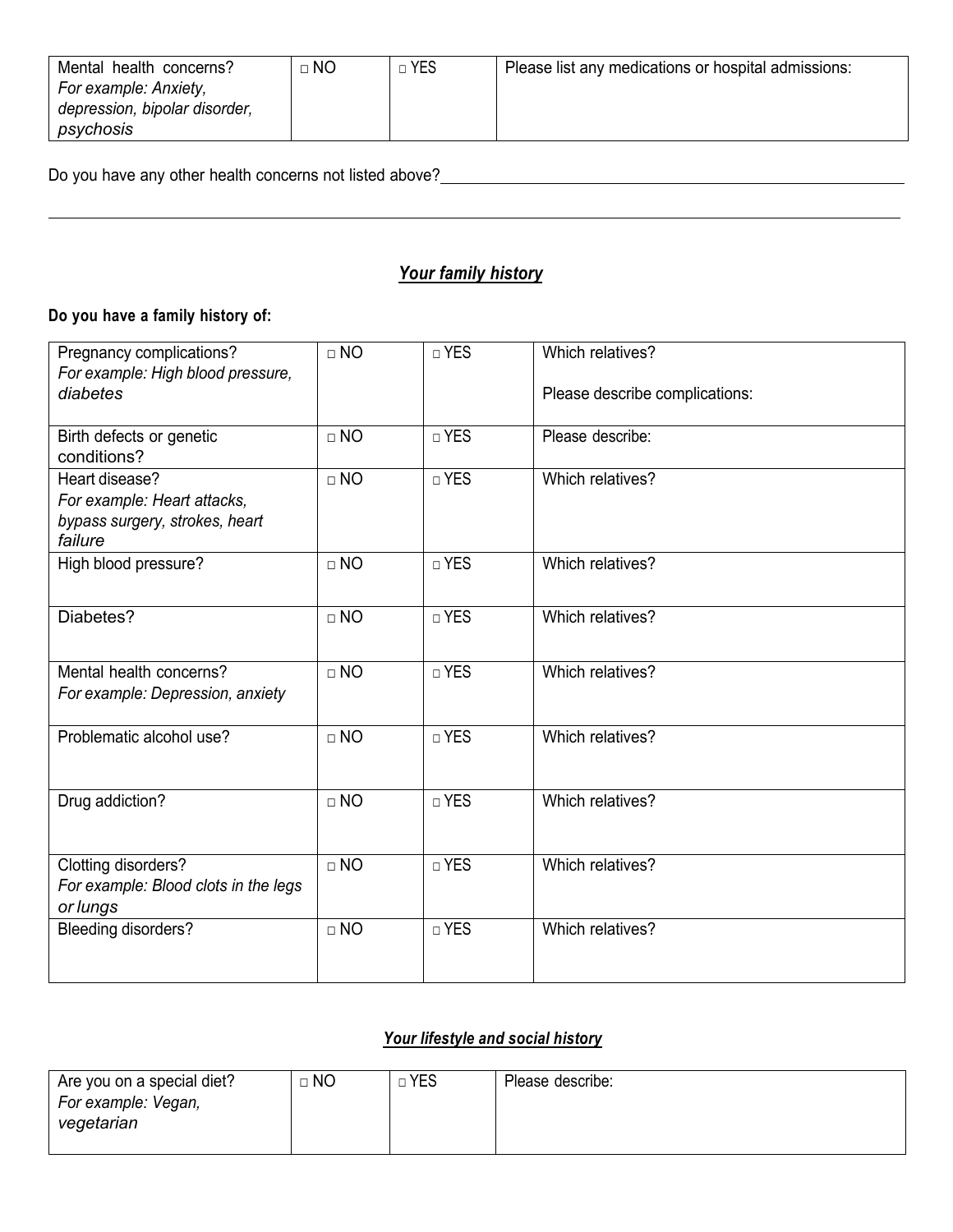| Mental health concerns? *For example: Anxiety, depression, bipolar disorder, psychosis* | □ NO | □ YES | Please list any medications or hospital admissions: |
|---|---|---|---|

Do you have any other health concerns not listed above?\_\_\_\_\_\_\_\_\_\_\_\_\_\_\_\_\_\_\_\_\_\_\_\_\_\_\_\_\_\_\_\_\_\_\_\_\_\_\_\_\_\_\_\_\_\_\_\_\_\_\_\_

\_\_\_\_\_\_\_\_\_\_\_\_\_\_\_\_\_\_\_\_\_\_\_\_\_\_\_\_\_\_\_\_\_\_\_\_\_\_\_\_\_\_\_\_\_\_\_\_\_\_\_\_\_\_\_\_\_\_\_\_\_\_\_\_\_\_\_\_\_\_\_\_\_\_\_\_\_\_\_\_\_\_\_\_\_\_\_\_\_\_

## ***Your family history***

**Do you have a family history of:**

| Condition | No | Yes | Details |
|---|---|---|---|
| Pregnancy complications? *For example: High blood pressure, diabetes* | □ NO | □ YES | Which relatives?<br><br>Please describe complications: |
| Birth defects or genetic conditions? | □ NO | □ YES | Please describe: |
| Heart disease? *For example: Heart attacks, bypass surgery, strokes, heart failure* | □ NO | □ YES | Which relatives? |
| High blood pressure? | □ NO | □ YES | Which relatives? |
| Diabetes? | □ NO | □ YES | Which relatives? |
| Mental health concerns? *For example: Depression, anxiety* | □ NO | □ YES | Which relatives? |
| Problematic alcohol use? | □ NO | □ YES | Which relatives? |
| Drug addiction? | □ NO | □ YES | Which relatives? |
| Clotting disorders? *For example: Blood clots in the legs or lungs* | □ NO | □ YES | Which relatives? |
| Bleeding disorders? | □ NO | □ YES | Which relatives? |

## ***Your lifestyle and social history***

| Are you on a special diet? *For example: Vegan, vegetarian* | □ NO | □ YES | Please describe: |
|---|---|---|---|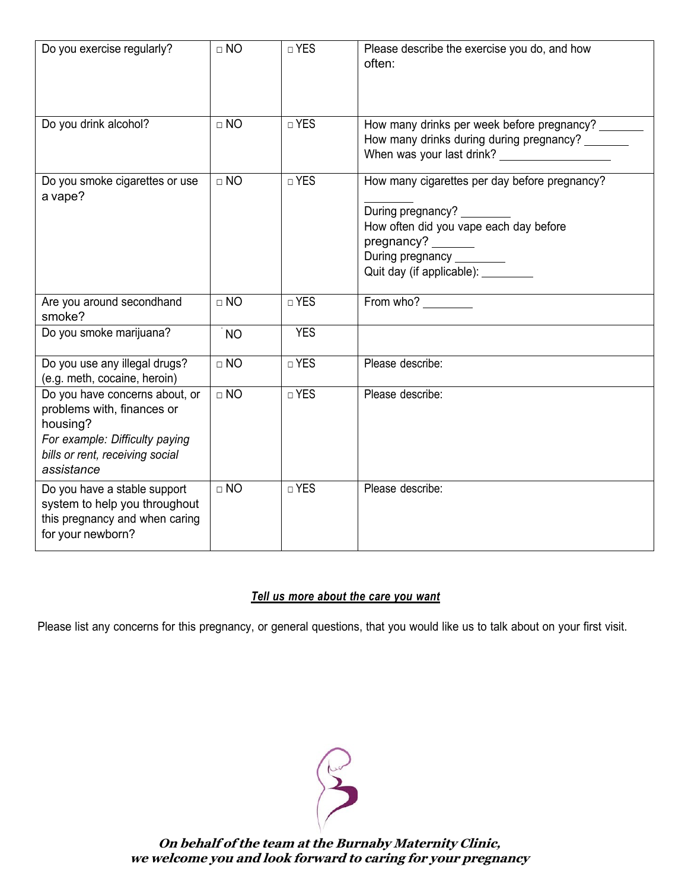| | | | |
|---|---|---|---|
| Do you exercise regularly? | □ NO | □ YES | Please describe the exercise you do, and how often: |
| Do you drink alcohol? | □ NO | □ YES | How many drinks per week before pregnancy? _______<br>How many drinks during during pregnancy? _______<br>When was your last drink? ________________ |
| Do you smoke cigarettes or use a vape? | □ NO | □ YES | How many cigarettes per day before pregnancy? ________<br>During pregnancy? ________<br>How often did you vape each day before pregnancy? _______<br>During pregnancy ________<br>Quit day (if applicable): ________ |
| Are you around secondhand smoke? | □ NO | □ YES | From who? ________ |
| Do you smoke marijuana? | NO | YES | |
| Do you use any illegal drugs? (e.g. meth, cocaine, heroin) | □ NO | □ YES | Please describe: |
| Do you have concerns about, or problems with, finances or housing?<br>*For example: Difficulty paying bills or rent, receiving social assistance* | □ NO | □ YES | Please describe: |
| Do you have a stable support system to help you throughout this pregnancy and when caring for your newborn? | □ NO | □ YES | Please describe: |

***Tell us more about the care you want***

Please list any concerns for this pregnancy, or general questions, that you would like us to talk about on your first visit.

***On behalf of the team at the Burnaby Maternity Clinic,***
***we welcome you and look forward to caring for your pregnancy***